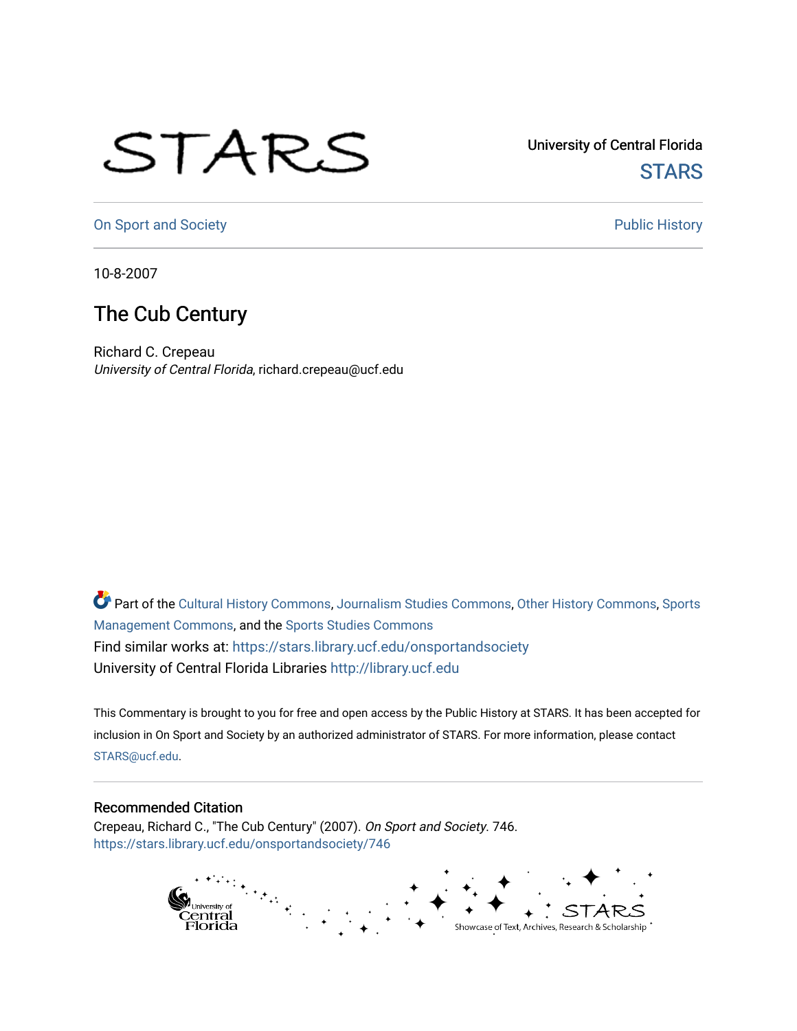University of Central Florida

STARS

On Sport and Society

Public History

10-8-2007

# The Cub Century

Richard C. Crepeau

*University of Central Florida*, richard.crepeau@ucf.edu

Part of the Cultural History Commons, Journalism Studies Commons, Other History Commons, Sports Management Commons, and the Sports Studies Commons

Find similar works at: https://stars.library.ucf.edu/onsportandsociety

University of Central Florida Libraries http://library.ucf.edu

This Commentary is brought to you for free and open access by the Public History at STARS. It has been accepted for inclusion in On Sport and Society by an authorized administrator of STARS. For more information, please contact STARS@ucf.edu.

## Recommended Citation

Crepeau, Richard C., "The Cub Century" (2007). *On Sport and Society*. 746.
https://stars.library.ucf.edu/onsportandsociety/746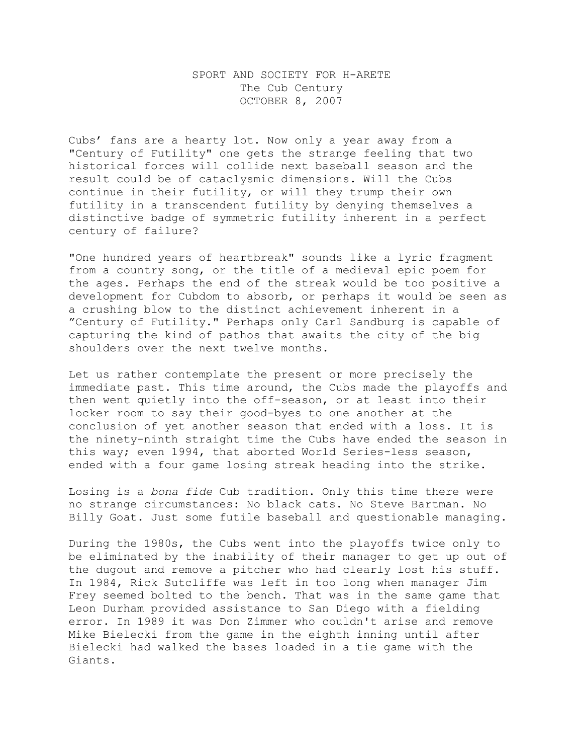SPORT AND SOCIETY FOR H-ARETE
The Cub Century
OCTOBER 8, 2007

Cubs' fans are a hearty lot. Now only a year away from a "Century of Futility" one gets the strange feeling that two historical forces will collide next baseball season and the result could be of cataclysmic dimensions. Will the Cubs continue in their futility, or will they trump their own futility in a transcendent futility by denying themselves a distinctive badge of symmetric futility inherent in a perfect century of failure?

"One hundred years of heartbreak" sounds like a lyric fragment from a country song, or the title of a medieval epic poem for the ages. Perhaps the end of the streak would be too positive a development for Cubdom to absorb, or perhaps it would be seen as a crushing blow to the distinct achievement inherent in a "Century of Futility." Perhaps only Carl Sandburg is capable of capturing the kind of pathos that awaits the city of the big shoulders over the next twelve months.

Let us rather contemplate the present or more precisely the immediate past. This time around, the Cubs made the playoffs and then went quietly into the off-season, or at least into their locker room to say their good-byes to one another at the conclusion of yet another season that ended with a loss. It is the ninety-ninth straight time the Cubs have ended the season in this way; even 1994, that aborted World Series-less season, ended with a four game losing streak heading into the strike.

Losing is a *bona fide* Cub tradition. Only this time there were no strange circumstances: No black cats. No Steve Bartman. No Billy Goat. Just some futile baseball and questionable managing.

During the 1980s, the Cubs went into the playoffs twice only to be eliminated by the inability of their manager to get up out of the dugout and remove a pitcher who had clearly lost his stuff. In 1984, Rick Sutcliffe was left in too long when manager Jim Frey seemed bolted to the bench. That was in the same game that Leon Durham provided assistance to San Diego with a fielding error. In 1989 it was Don Zimmer who couldn't arise and remove Mike Bielecki from the game in the eighth inning until after Bielecki had walked the bases loaded in a tie game with the Giants.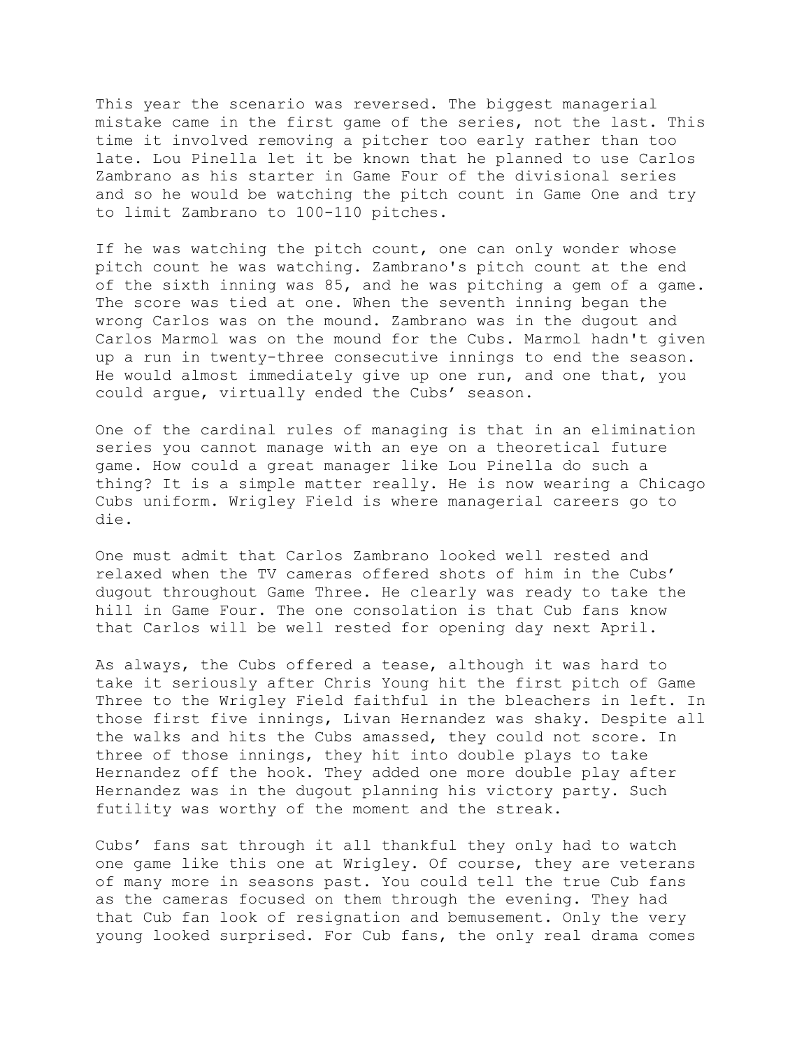This year the scenario was reversed. The biggest managerial mistake came in the first game of the series, not the last. This time it involved removing a pitcher too early rather than too late. Lou Pinella let it be known that he planned to use Carlos Zambrano as his starter in Game Four of the divisional series and so he would be watching the pitch count in Game One and try to limit Zambrano to 100-110 pitches.

If he was watching the pitch count, one can only wonder whose pitch count he was watching. Zambrano's pitch count at the end of the sixth inning was 85, and he was pitching a gem of a game. The score was tied at one. When the seventh inning began the wrong Carlos was on the mound. Zambrano was in the dugout and Carlos Marmol was on the mound for the Cubs. Marmol hadn't given up a run in twenty-three consecutive innings to end the season. He would almost immediately give up one run, and one that, you could argue, virtually ended the Cubs' season.

One of the cardinal rules of managing is that in an elimination series you cannot manage with an eye on a theoretical future game. How could a great manager like Lou Pinella do such a thing? It is a simple matter really. He is now wearing a Chicago Cubs uniform. Wrigley Field is where managerial careers go to die.

One must admit that Carlos Zambrano looked well rested and relaxed when the TV cameras offered shots of him in the Cubs' dugout throughout Game Three. He clearly was ready to take the hill in Game Four. The one consolation is that Cub fans know that Carlos will be well rested for opening day next April.

As always, the Cubs offered a tease, although it was hard to take it seriously after Chris Young hit the first pitch of Game Three to the Wrigley Field faithful in the bleachers in left. In those first five innings, Livan Hernandez was shaky. Despite all the walks and hits the Cubs amassed, they could not score. In three of those innings, they hit into double plays to take Hernandez off the hook. They added one more double play after Hernandez was in the dugout planning his victory party. Such futility was worthy of the moment and the streak.

Cubs' fans sat through it all thankful they only had to watch one game like this one at Wrigley. Of course, they are veterans of many more in seasons past. You could tell the true Cub fans as the cameras focused on them through the evening. They had that Cub fan look of resignation and bemusement. Only the very young looked surprised. For Cub fans, the only real drama comes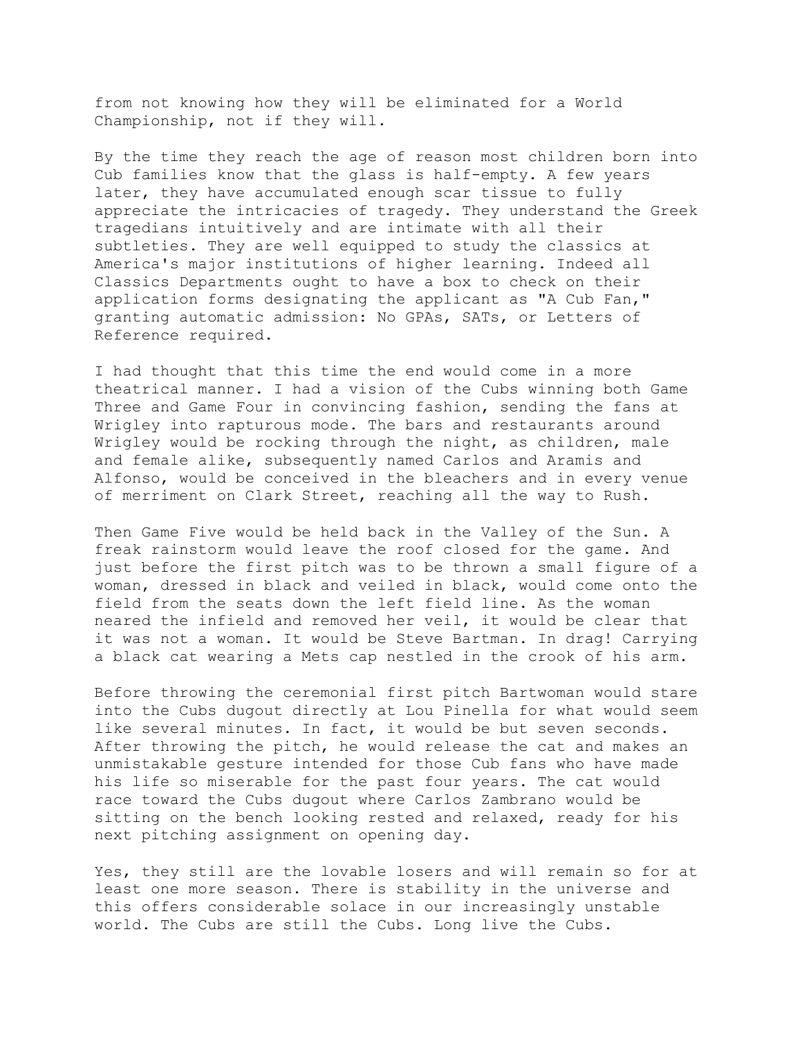from not knowing how they will be eliminated for a World Championship, not if they will.

By the time they reach the age of reason most children born into Cub families know that the glass is half-empty. A few years later, they have accumulated enough scar tissue to fully appreciate the intricacies of tragedy. They understand the Greek tragedians intuitively and are intimate with all their subtleties. They are well equipped to study the classics at America's major institutions of higher learning. Indeed all Classics Departments ought to have a box to check on their application forms designating the applicant as "A Cub Fan," granting automatic admission: No GPAs, SATs, or Letters of Reference required.

I had thought that this time the end would come in a more theatrical manner. I had a vision of the Cubs winning both Game Three and Game Four in convincing fashion, sending the fans at Wrigley into rapturous mode. The bars and restaurants around Wrigley would be rocking through the night, as children, male and female alike, subsequently named Carlos and Aramis and Alfonso, would be conceived in the bleachers and in every venue of merriment on Clark Street, reaching all the way to Rush.

Then Game Five would be held back in the Valley of the Sun. A freak rainstorm would leave the roof closed for the game. And just before the first pitch was to be thrown a small figure of a woman, dressed in black and veiled in black, would come onto the field from the seats down the left field line. As the woman neared the infield and removed her veil, it would be clear that it was not a woman. It would be Steve Bartman. In drag! Carrying a black cat wearing a Mets cap nestled in the crook of his arm.

Before throwing the ceremonial first pitch Bartwoman would stare into the Cubs dugout directly at Lou Pinella for what would seem like several minutes. In fact, it would be but seven seconds. After throwing the pitch, he would release the cat and makes an unmistakable gesture intended for those Cub fans who have made his life so miserable for the past four years. The cat would race toward the Cubs dugout where Carlos Zambrano would be sitting on the bench looking rested and relaxed, ready for his next pitching assignment on opening day.

Yes, they still are the lovable losers and will remain so for at least one more season. There is stability in the universe and this offers considerable solace in our increasingly unstable world. The Cubs are still the Cubs. Long live the Cubs.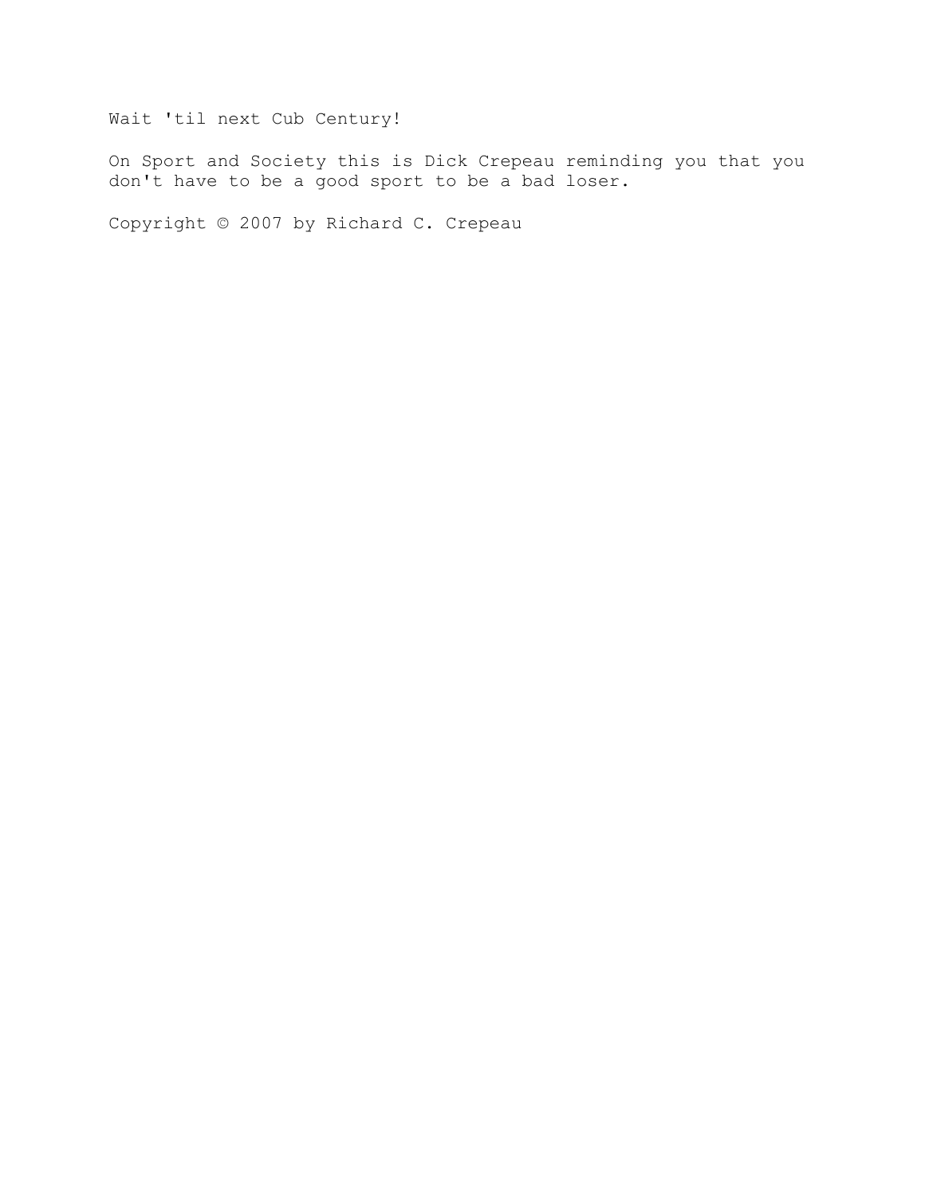Wait 'til next Cub Century!

On Sport and Society this is Dick Crepeau reminding you that you don't have to be a good sport to be a bad loser.

Copyright © 2007 by Richard C. Crepeau